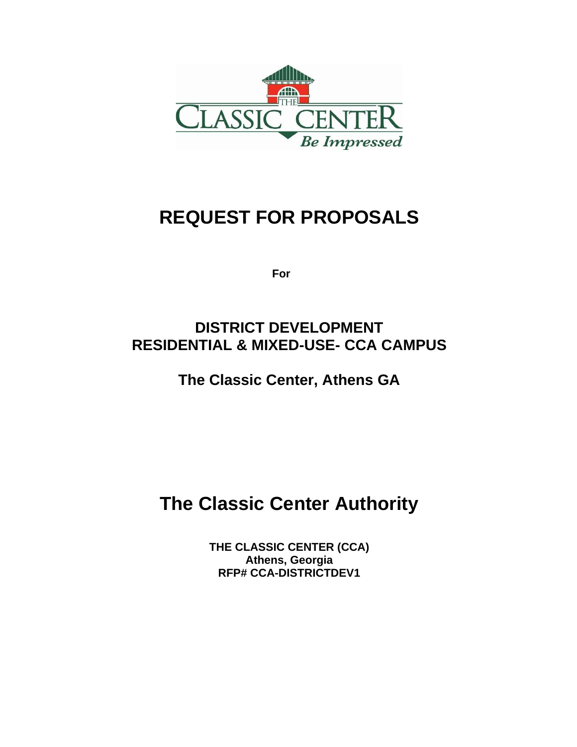# REQUEST FOR PROPOSALS

**For**

## DISTRICT DEVELOPMENT
## RESIDENTIAL & MIXED-USE- CCA CAMPUS

## The Classic Center, Athens GA

# The Classic Center Authority

**THE CLASSIC CENTER (CCA)**
**Athens, Georgia**
**RFP# CCA-DISTRICTDEV1**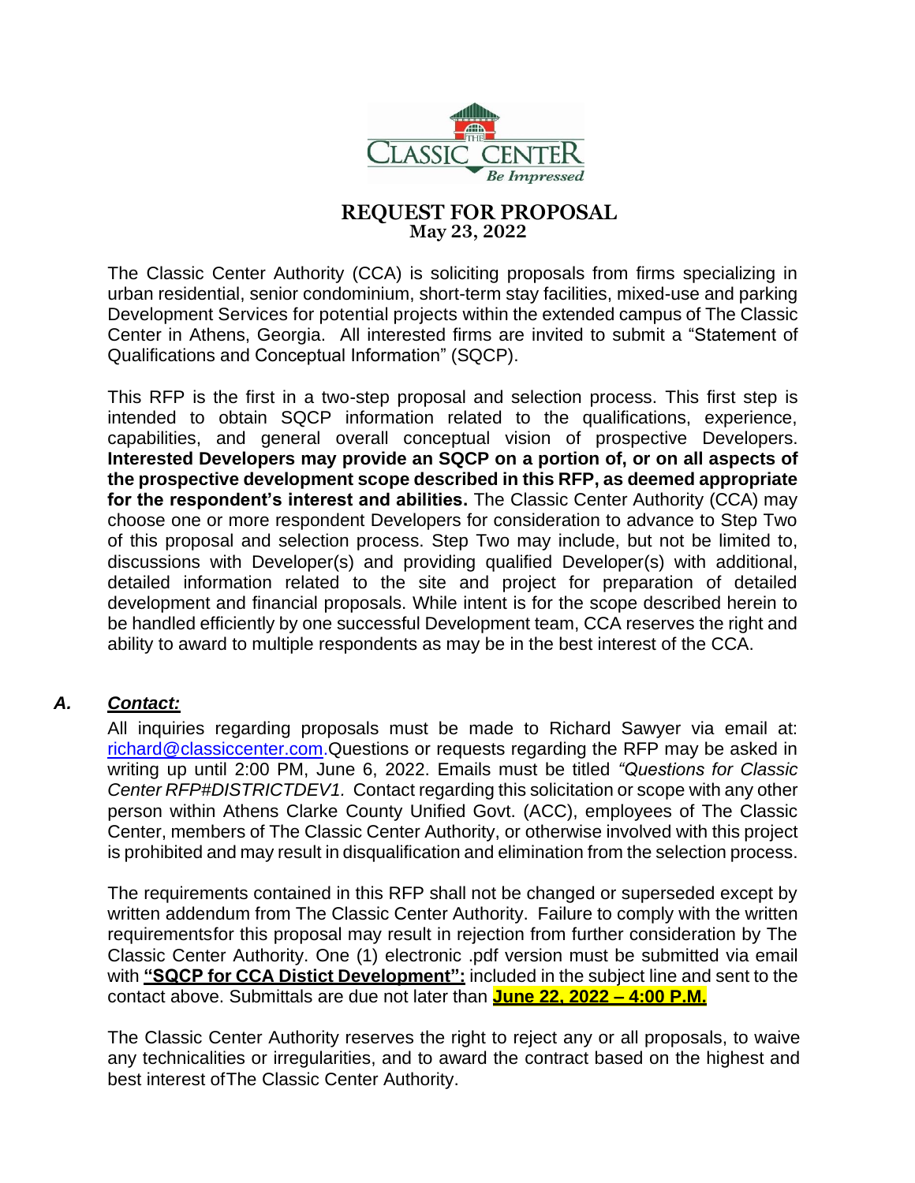**REQUEST FOR PROPOSAL**
**May 23, 2022**

The Classic Center Authority (CCA) is soliciting proposals from firms specializing in urban residential, senior condominium, short-term stay facilities, mixed-use and parking Development Services for potential projects within the extended campus of The Classic Center in Athens, Georgia. All interested firms are invited to submit a "Statement of Qualifications and Conceptual Information" (SQCP).

This RFP is the first in a two-step proposal and selection process. This first step is intended to obtain SQCP information related to the qualifications, experience, capabilities, and general overall conceptual vision of prospective Developers. **Interested Developers may provide an SQCP on a portion of, or on all aspects of the prospective development scope described in this RFP, as deemed appropriate for the respondent's interest and abilities.** The Classic Center Authority (CCA) may choose one or more respondent Developers for consideration to advance to Step Two of this proposal and selection process. Step Two may include, but not be limited to, discussions with Developer(s) and providing qualified Developer(s) with additional, detailed information related to the site and project for preparation of detailed development and financial proposals. While intent is for the scope described herein to be handled efficiently by one successful Development team, CCA reserves the right and ability to award to multiple respondents as may be in the best interest of the CCA.

### *A. Contact:*

All inquiries regarding proposals must be made to Richard Sawyer via email at: richard@classiccenter.com.Questions or requests regarding the RFP may be asked in writing up until 2:00 PM, June 6, 2022. Emails must be titled *"Questions for Classic Center RFP#DISTRICTDEV1.* Contact regarding this solicitation or scope with any other person within Athens Clarke County Unified Govt. (ACC), employees of The Classic Center, members of The Classic Center Authority, or otherwise involved with this project is prohibited and may result in disqualification and elimination from the selection process.

The requirements contained in this RFP shall not be changed or superseded except by written addendum from The Classic Center Authority. Failure to comply with the written requirementsfor this proposal may result in rejection from further consideration by The Classic Center Authority. One (1) electronic .pdf version must be submitted via email with **"SQCP for CCA Distict Development":** included in the subject line and sent to the contact above. Submittals are due not later than **June 22, 2022 – 4:00 P.M.**

The Classic Center Authority reserves the right to reject any or all proposals, to waive any technicalities or irregularities, and to award the contract based on the highest and best interest ofThe Classic Center Authority.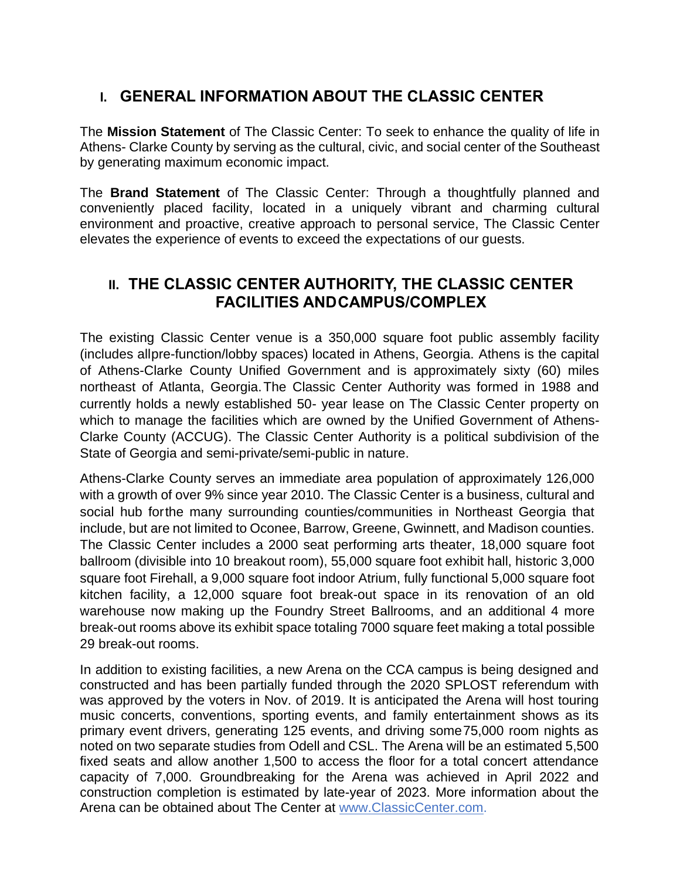## I. GENERAL INFORMATION ABOUT THE CLASSIC CENTER

The **Mission Statement** of The Classic Center: To seek to enhance the quality of life in Athens- Clarke County by serving as the cultural, civic, and social center of the Southeast by generating maximum economic impact.

The **Brand Statement** of The Classic Center: Through a thoughtfully planned and conveniently placed facility, located in a uniquely vibrant and charming cultural environment and proactive, creative approach to personal service, The Classic Center elevates the experience of events to exceed the expectations of our guests.

## II. THE CLASSIC CENTER AUTHORITY, THE CLASSIC CENTER FACILITIES AND CAMPUS/COMPLEX

The existing Classic Center venue is a 350,000 square foot public assembly facility (includes all pre-function/lobby spaces) located in Athens, Georgia. Athens is the capital of Athens-Clarke County Unified Government and is approximately sixty (60) miles northeast of Atlanta, Georgia. The Classic Center Authority was formed in 1988 and currently holds a newly established 50- year lease on The Classic Center property on which to manage the facilities which are owned by the Unified Government of Athens-Clarke County (ACCUG). The Classic Center Authority is a political subdivision of the State of Georgia and semi-private/semi-public in nature.

Athens-Clarke County serves an immediate area population of approximately 126,000 with a growth of over 9% since year 2010. The Classic Center is a business, cultural and social hub for the many surrounding counties/communities in Northeast Georgia that include, but are not limited to Oconee, Barrow, Greene, Gwinnett, and Madison counties. The Classic Center includes a 2000 seat performing arts theater, 18,000 square foot ballroom (divisible into 10 breakout room), 55,000 square foot exhibit hall, historic 3,000 square foot Firehall, a 9,000 square foot indoor Atrium, fully functional 5,000 square foot kitchen facility, a 12,000 square foot break-out space in its renovation of an old warehouse now making up the Foundry Street Ballrooms, and an additional 4 more break-out rooms above its exhibit space totaling 7000 square feet making a total possible 29 break-out rooms.

In addition to existing facilities, a new Arena on the CCA campus is being designed and constructed and has been partially funded through the 2020 SPLOST referendum with was approved by the voters in Nov. of 2019. It is anticipated the Arena will host touring music concerts, conventions, sporting events, and family entertainment shows as its primary event drivers, generating 125 events, and driving some 75,000 room nights as noted on two separate studies from Odell and CSL. The Arena will be an estimated 5,500 fixed seats and allow another 1,500 to access the floor for a total concert attendance capacity of 7,000. Groundbreaking for the Arena was achieved in April 2022 and construction completion is estimated by late-year of 2023. More information about the Arena can be obtained about The Center at www.ClassicCenter.com.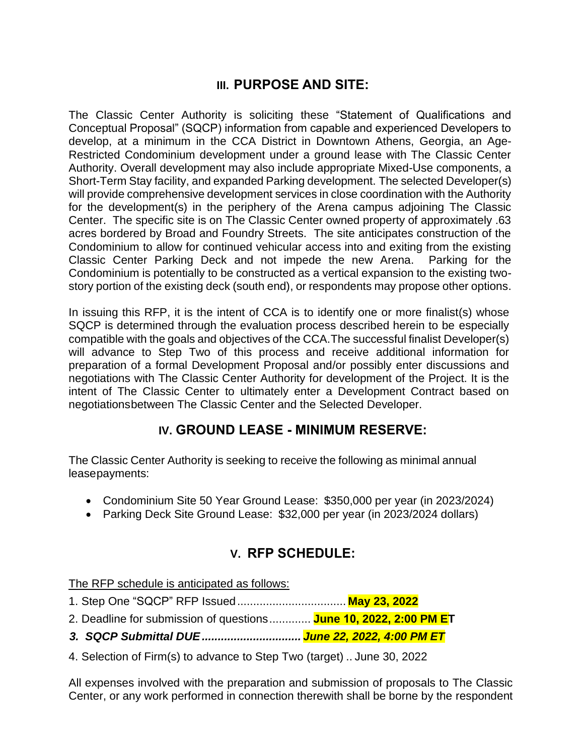## III. PURPOSE AND SITE:

The Classic Center Authority is soliciting these "Statement of Qualifications and Conceptual Proposal" (SQCP) information from capable and experienced Developers to develop, at a minimum in the CCA District in Downtown Athens, Georgia, an Age-Restricted Condominium development under a ground lease with The Classic Center Authority. Overall development may also include appropriate Mixed-Use components, a Short-Term Stay facility, and expanded Parking development. The selected Developer(s) will provide comprehensive development services in close coordination with the Authority for the development(s) in the periphery of the Arena campus adjoining The Classic Center. The specific site is on The Classic Center owned property of approximately .63 acres bordered by Broad and Foundry Streets. The site anticipates construction of the Condominium to allow for continued vehicular access into and exiting from the existing Classic Center Parking Deck and not impede the new Arena. Parking for the Condominium is potentially to be constructed as a vertical expansion to the existing two-story portion of the existing deck (south end), or respondents may propose other options.

In issuing this RFP, it is the intent of CCA is to identify one or more finalist(s) whose SQCP is determined through the evaluation process described herein to be especially compatible with the goals and objectives of the CCA.The successful finalist Developer(s) will advance to Step Two of this process and receive additional information for preparation of a formal Development Proposal and/or possibly enter discussions and negotiations with The Classic Center Authority for development of the Project. It is the intent of The Classic Center to ultimately enter a Development Contract based on negotiationsbetween The Classic Center and the Selected Developer.

## IV. GROUND LEASE - MINIMUM RESERVE:

The Classic Center Authority is seeking to receive the following as minimal annual leasepayments:

- Condominium Site 50 Year Ground Lease: $350,000 per year (in 2023/2024)
- Parking Deck Site Ground Lease: $32,000 per year (in 2023/2024 dollars)

## V. RFP SCHEDULE:

The RFP schedule is anticipated as follows:

1. Step One "SQCP" RFP Issued .................................. **May 23, 2022**
2. Deadline for submission of questions............. **June 10, 2022, 2:00 PM ET**
3. ***SQCP Submittal DUE ............................... June 22, 2022, 4:00 PM ET***
4. Selection of Firm(s) to advance to Step Two (target) .. June 30, 2022

All expenses involved with the preparation and submission of proposals to The Classic Center, or any work performed in connection therewith shall be borne by the respondent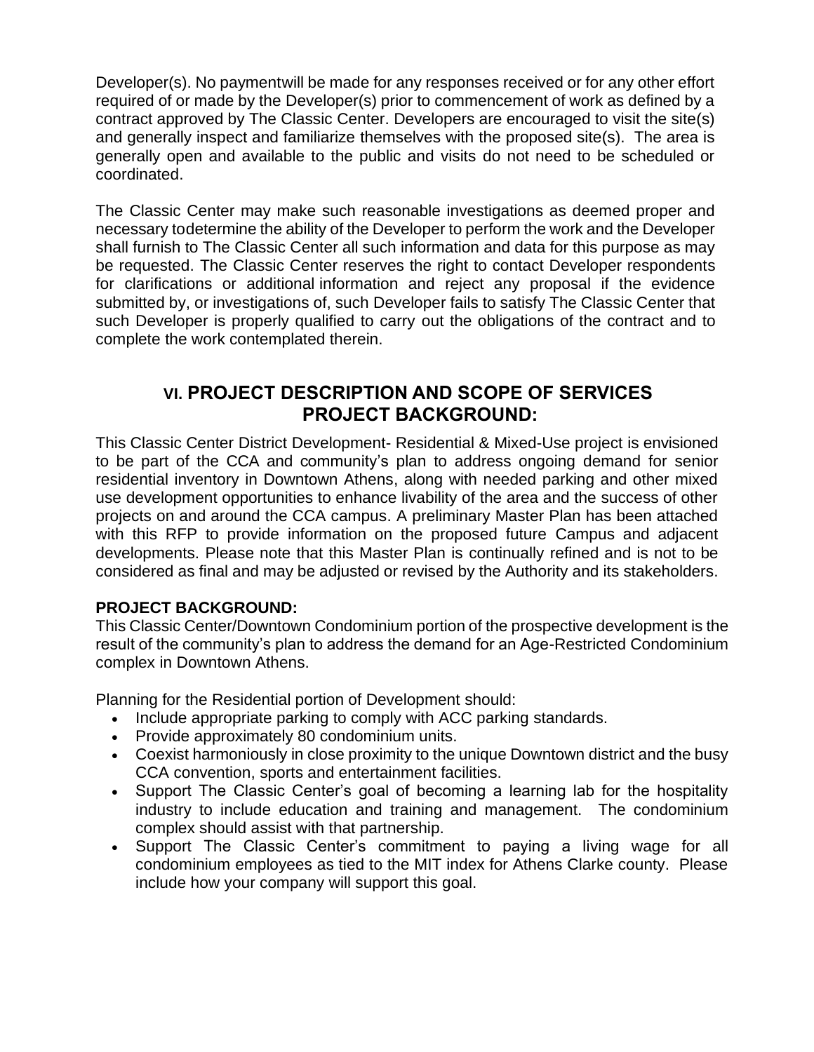Developer(s). No paymentwill be made for any responses received or for any other effort required of or made by the Developer(s) prior to commencement of work as defined by a contract approved by The Classic Center. Developers are encouraged to visit the site(s) and generally inspect and familiarize themselves with the proposed site(s). The area is generally open and available to the public and visits do not need to be scheduled or coordinated.

The Classic Center may make such reasonable investigations as deemed proper and necessary todetermine the ability of the Developer to perform the work and the Developer shall furnish to The Classic Center all such information and data for this purpose as may be requested. The Classic Center reserves the right to contact Developer respondents for clarifications or additional information and reject any proposal if the evidence submitted by, or investigations of, such Developer fails to satisfy The Classic Center that such Developer is properly qualified to carry out the obligations of the contract and to complete the work contemplated therein.

## VI. PROJECT DESCRIPTION AND SCOPE OF SERVICES
## PROJECT BACKGROUND:

This Classic Center District Development- Residential & Mixed-Use project is envisioned to be part of the CCA and community's plan to address ongoing demand for senior residential inventory in Downtown Athens, along with needed parking and other mixed use development opportunities to enhance livability of the area and the success of other projects on and around the CCA campus. A preliminary Master Plan has been attached with this RFP to provide information on the proposed future Campus and adjacent developments. Please note that this Master Plan is continually refined and is not to be considered as final and may be adjusted or revised by the Authority and its stakeholders.

**PROJECT BACKGROUND:**

This Classic Center/Downtown Condominium portion of the prospective development is the result of the community's plan to address the demand for an Age-Restricted Condominium complex in Downtown Athens.

Planning for the Residential portion of Development should:

- Include appropriate parking to comply with ACC parking standards.
- Provide approximately 80 condominium units.
- Coexist harmoniously in close proximity to the unique Downtown district and the busy CCA convention, sports and entertainment facilities.
- Support The Classic Center's goal of becoming a learning lab for the hospitality industry to include education and training and management. The condominium complex should assist with that partnership.
- Support The Classic Center's commitment to paying a living wage for all condominium employees as tied to the MIT index for Athens Clarke county. Please include how your company will support this goal.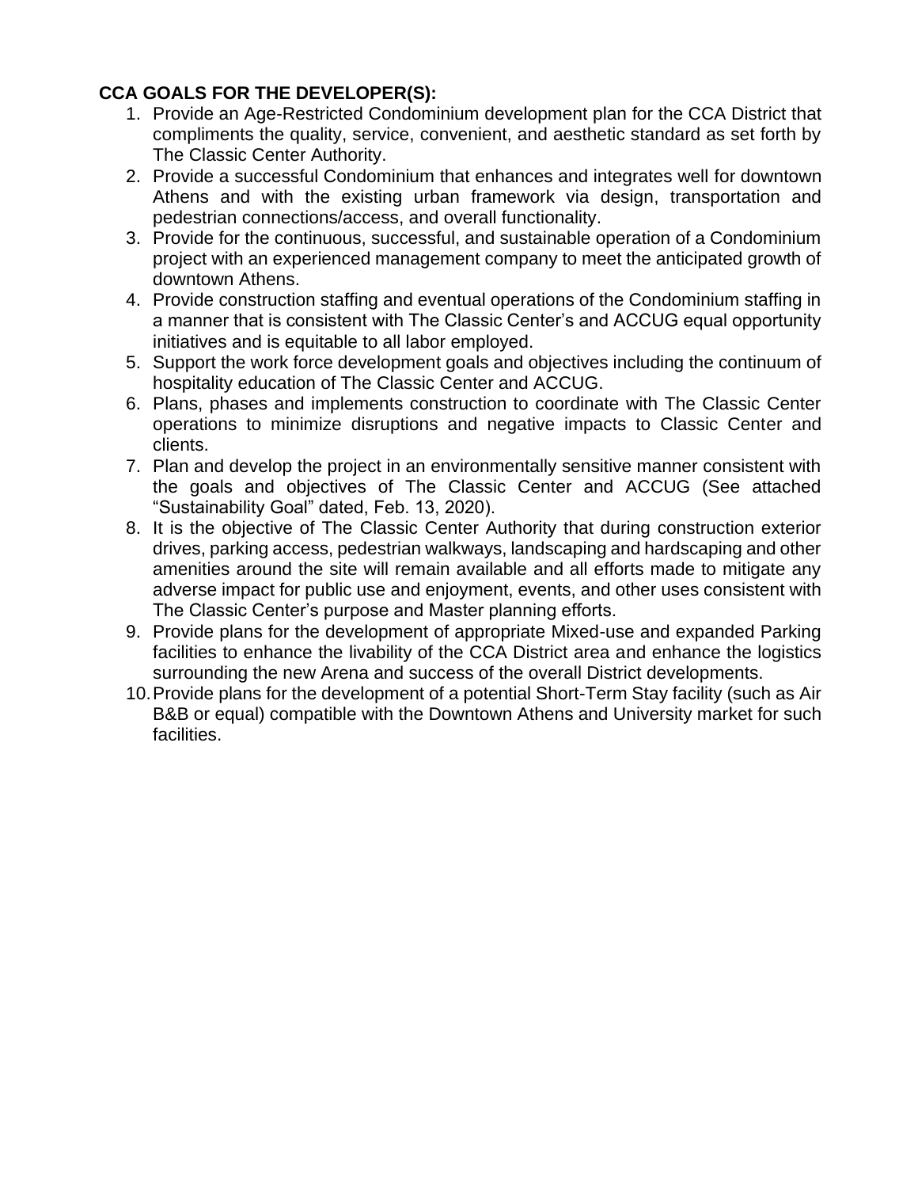**CCA GOALS FOR THE DEVELOPER(S):**

1. Provide an Age-Restricted Condominium development plan for the CCA District that compliments the quality, service, convenient, and aesthetic standard as set forth by The Classic Center Authority.
2. Provide a successful Condominium that enhances and integrates well for downtown Athens and with the existing urban framework via design, transportation and pedestrian connections/access, and overall functionality.
3. Provide for the continuous, successful, and sustainable operation of a Condominium project with an experienced management company to meet the anticipated growth of downtown Athens.
4. Provide construction staffing and eventual operations of the Condominium staffing in a manner that is consistent with The Classic Center's and ACCUG equal opportunity initiatives and is equitable to all labor employed.
5. Support the work force development goals and objectives including the continuum of hospitality education of The Classic Center and ACCUG.
6. Plans, phases and implements construction to coordinate with The Classic Center operations to minimize disruptions and negative impacts to Classic Center and clients.
7. Plan and develop the project in an environmentally sensitive manner consistent with the goals and objectives of The Classic Center and ACCUG (See attached "Sustainability Goal" dated, Feb. 13, 2020).
8. It is the objective of The Classic Center Authority that during construction exterior drives, parking access, pedestrian walkways, landscaping and hardscaping and other amenities around the site will remain available and all efforts made to mitigate any adverse impact for public use and enjoyment, events, and other uses consistent with The Classic Center's purpose and Master planning efforts.
9. Provide plans for the development of appropriate Mixed-use and expanded Parking facilities to enhance the livability of the CCA District area and enhance the logistics surrounding the new Arena and success of the overall District developments.
10. Provide plans for the development of a potential Short-Term Stay facility (such as Air B&B or equal) compatible with the Downtown Athens and University market for such facilities.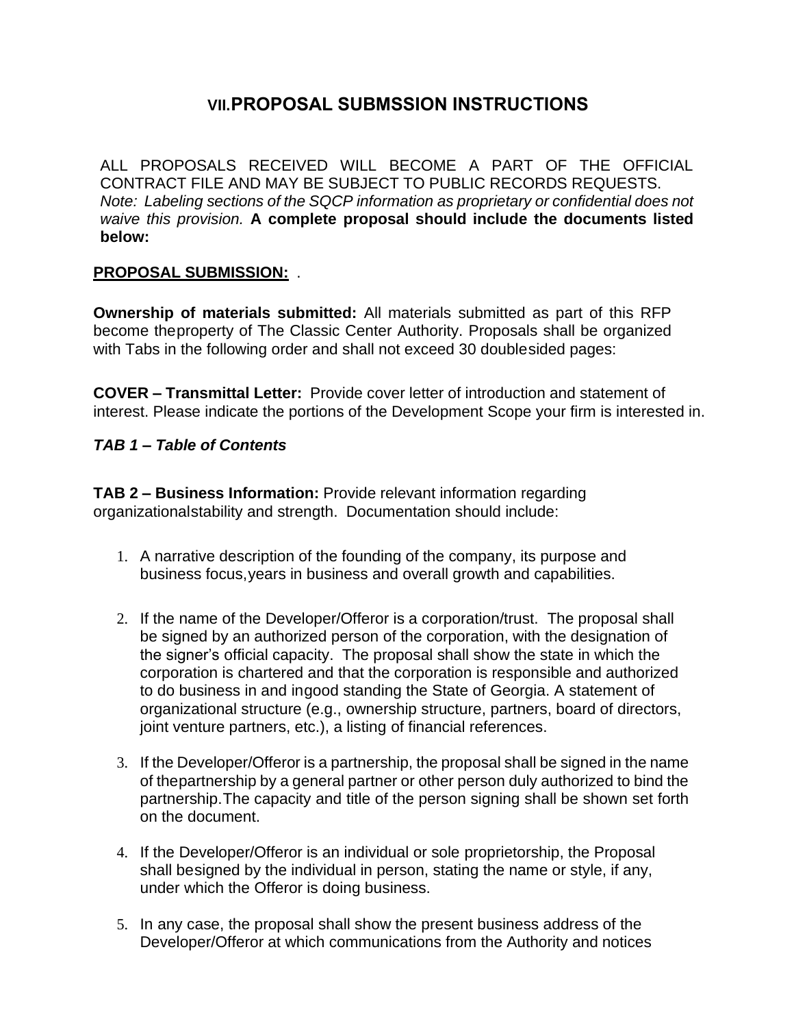## VII. PROPOSAL SUBMSSION INSTRUCTIONS

ALL PROPOSALS RECEIVED WILL BECOME A PART OF THE OFFICIAL CONTRACT FILE AND MAY BE SUBJECT TO PUBLIC RECORDS REQUESTS. *Note: Labeling sections of the SQCP information as proprietary or confidential does not waive this provision.* **A complete proposal should include the documents listed below:**

**PROPOSAL SUBMISSION:** .

**Ownership of materials submitted:** All materials submitted as part of this RFP become theproperty of The Classic Center Authority. Proposals shall be organized with Tabs in the following order and shall not exceed 30 doublesided pages:

**COVER – Transmittal Letter:** Provide cover letter of introduction and statement of interest. Please indicate the portions of the Development Scope your firm is interested in.

***TAB 1 – Table of Contents***

**TAB 2 – Business Information:** Provide relevant information regarding organizationalstability and strength. Documentation should include:

1. A narrative description of the founding of the company, its purpose and business focus,years in business and overall growth and capabilities.

2. If the name of the Developer/Offeror is a corporation/trust. The proposal shall be signed by an authorized person of the corporation, with the designation of the signer's official capacity. The proposal shall show the state in which the corporation is chartered and that the corporation is responsible and authorized to do business in and ingood standing the State of Georgia. A statement of organizational structure (e.g., ownership structure, partners, board of directors, joint venture partners, etc.), a listing of financial references.

3. If the Developer/Offeror is a partnership, the proposal shall be signed in the name of thepartnership by a general partner or other person duly authorized to bind the partnership.The capacity and title of the person signing shall be shown set forth on the document.

4. If the Developer/Offeror is an individual or sole proprietorship, the Proposal shall besigned by the individual in person, stating the name or style, if any, under which the Offeror is doing business.

5. In any case, the proposal shall show the present business address of the Developer/Offeror at which communications from the Authority and notices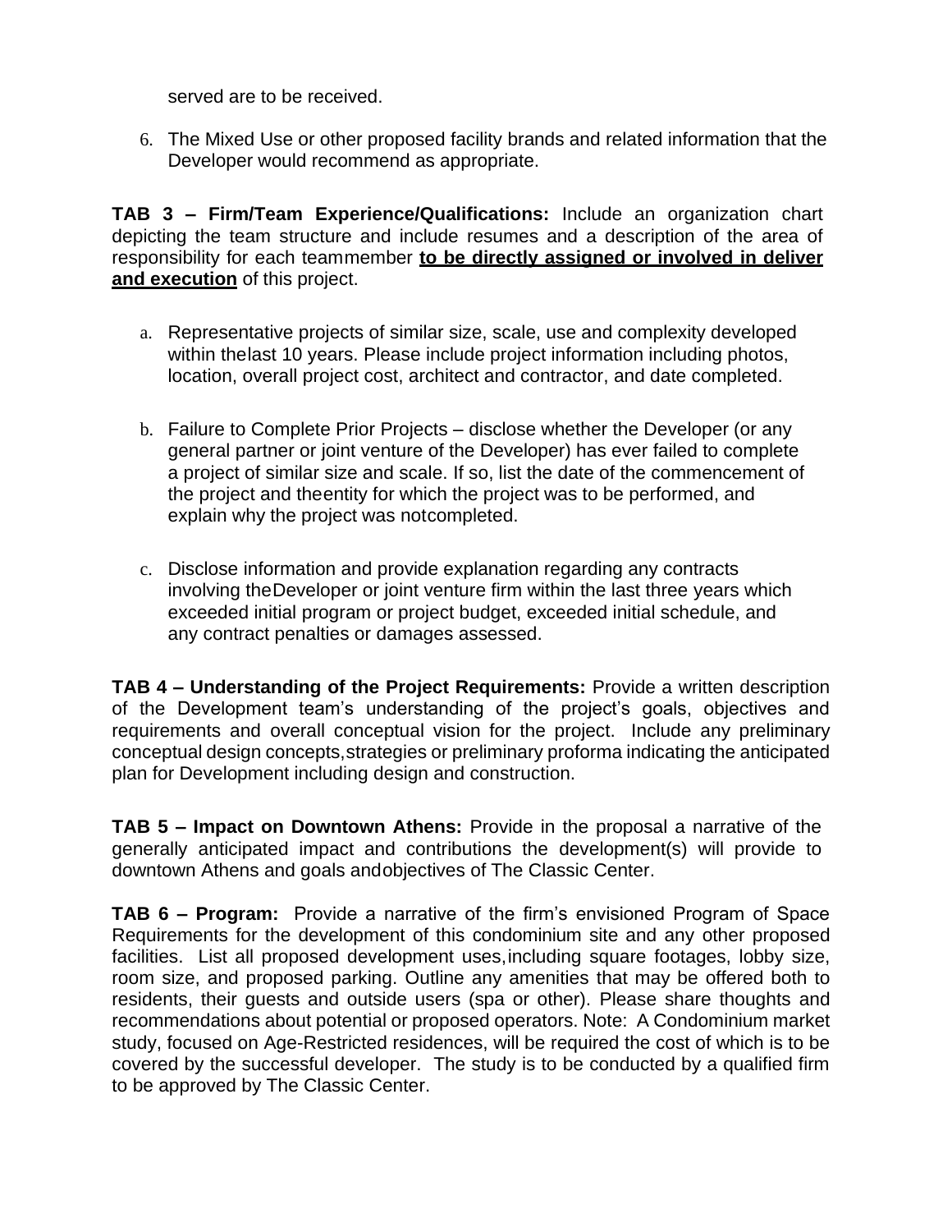served are to be received.

6. The Mixed Use or other proposed facility brands and related information that the Developer would recommend as appropriate.

**TAB 3 – Firm/Team Experience/Qualifications:** Include an organization chart depicting the team structure and include resumes and a description of the area of responsibility for each teammember **to be directly assigned or involved in deliver and execution** of this project.

a. Representative projects of similar size, scale, use and complexity developed within thelast 10 years. Please include project information including photos, location, overall project cost, architect and contractor, and date completed.

b. Failure to Complete Prior Projects – disclose whether the Developer (or any general partner or joint venture of the Developer) has ever failed to complete a project of similar size and scale. If so, list the date of the commencement of the project and theentity for which the project was to be performed, and explain why the project was notcompleted.

c. Disclose information and provide explanation regarding any contracts involving theDeveloper or joint venture firm within the last three years which exceeded initial program or project budget, exceeded initial schedule, and any contract penalties or damages assessed.

**TAB 4 – Understanding of the Project Requirements:** Provide a written description of the Development team's understanding of the project's goals, objectives and requirements and overall conceptual vision for the project. Include any preliminary conceptual design concepts,strategies or preliminary proforma indicating the anticipated plan for Development including design and construction.

**TAB 5 – Impact on Downtown Athens:** Provide in the proposal a narrative of the generally anticipated impact and contributions the development(s) will provide to downtown Athens and goals andobjectives of The Classic Center.

**TAB 6 – Program:** Provide a narrative of the firm's envisioned Program of Space Requirements for the development of this condominium site and any other proposed facilities. List all proposed development uses,including square footages, lobby size, room size, and proposed parking. Outline any amenities that may be offered both to residents, their guests and outside users (spa or other). Please share thoughts and recommendations about potential or proposed operators. Note: A Condominium market study, focused on Age-Restricted residences, will be required the cost of which is to be covered by the successful developer. The study is to be conducted by a qualified firm to be approved by The Classic Center.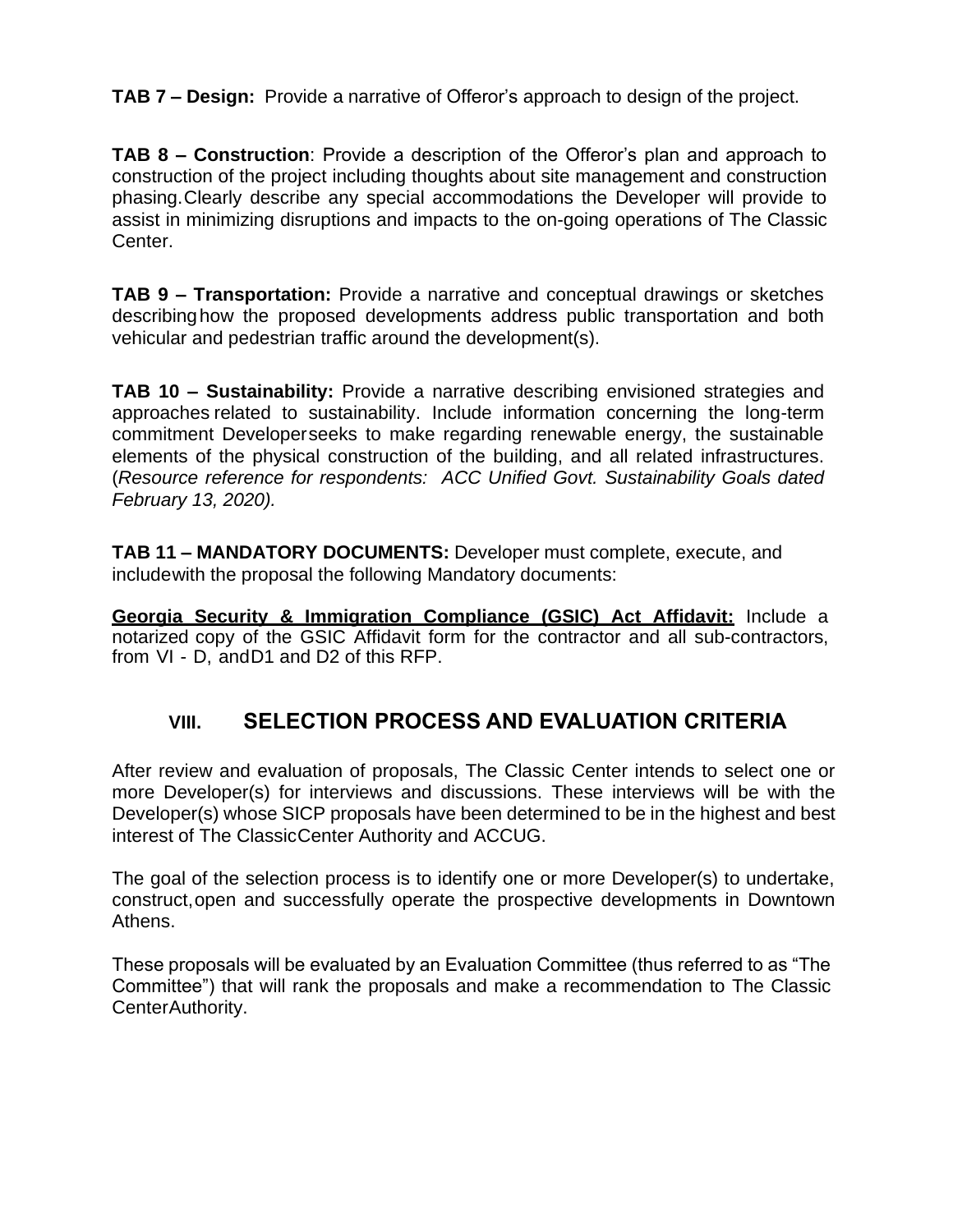**TAB 7 – Design:** Provide a narrative of Offeror's approach to design of the project.

**TAB 8 – Construction**: Provide a description of the Offeror's plan and approach to construction of the project including thoughts about site management and construction phasing. Clearly describe any special accommodations the Developer will provide to assist in minimizing disruptions and impacts to the on-going operations of The Classic Center.

**TAB 9 – Transportation:** Provide a narrative and conceptual drawings or sketches describing how the proposed developments address public transportation and both vehicular and pedestrian traffic around the development(s).

**TAB 10 – Sustainability:** Provide a narrative describing envisioned strategies and approaches related to sustainability. Include information concerning the long-term commitment Developer seeks to make regarding renewable energy, the sustainable elements of the physical construction of the building, and all related infrastructures. (*Resource reference for respondents: ACC Unified Govt. Sustainability Goals dated February 13, 2020).*

**TAB 11 – MANDATORY DOCUMENTS:** Developer must complete, execute, and include with the proposal the following Mandatory documents:

**Georgia Security & Immigration Compliance (GSIC) Act Affidavit:** Include a notarized copy of the GSIC Affidavit form for the contractor and all sub-contractors, from VI - D, and D1 and D2 of this RFP.

## VIII. SELECTION PROCESS AND EVALUATION CRITERIA

After review and evaluation of proposals, The Classic Center intends to select one or more Developer(s) for interviews and discussions. These interviews will be with the Developer(s) whose SICP proposals have been determined to be in the highest and best interest of The Classic Center Authority and ACCUG.

The goal of the selection process is to identify one or more Developer(s) to undertake, construct, open and successfully operate the prospective developments in Downtown Athens.

These proposals will be evaluated by an Evaluation Committee (thus referred to as "The Committee") that will rank the proposals and make a recommendation to The Classic Center Authority.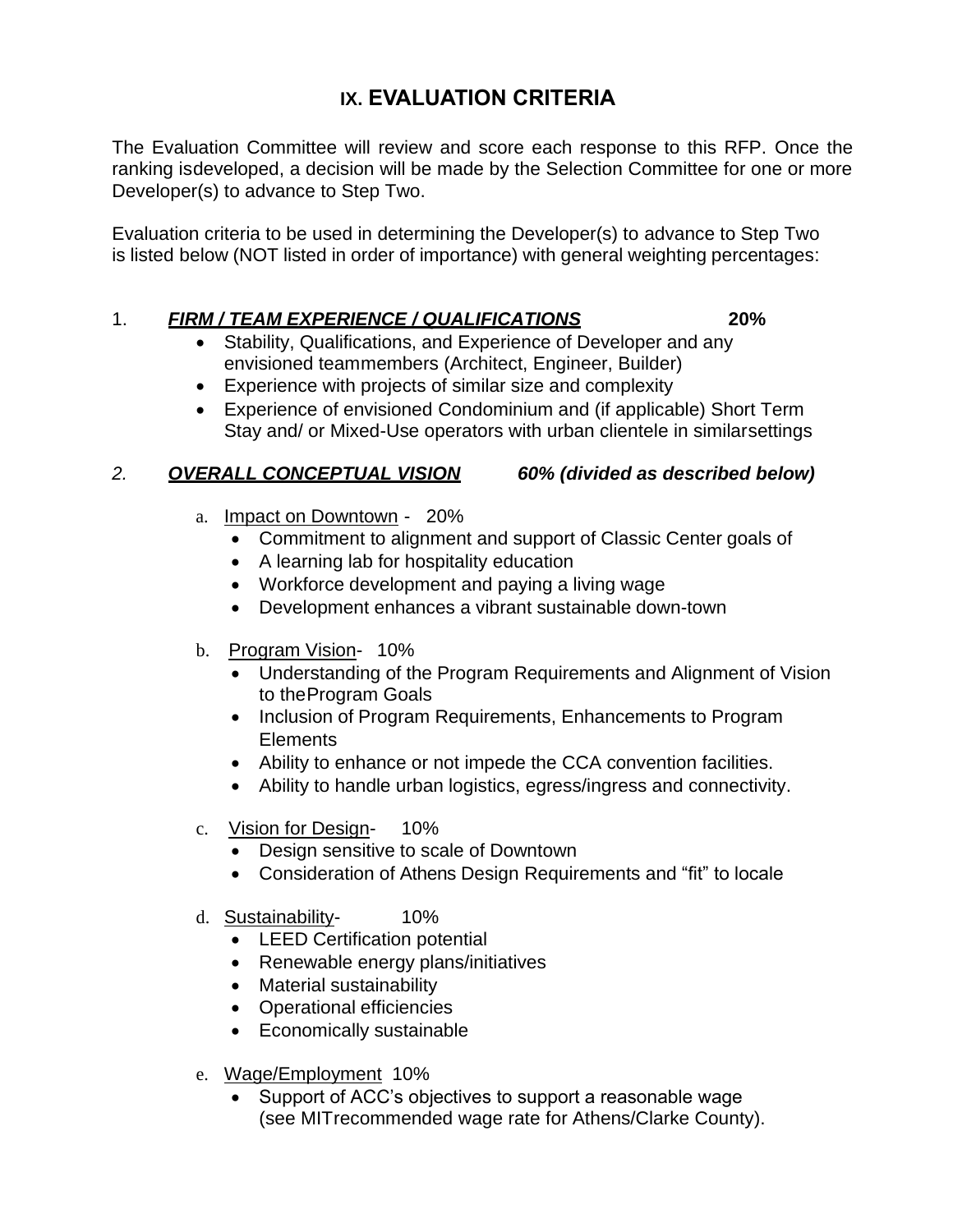## IX. EVALUATION CRITERIA

The Evaluation Committee will review and score each response to this RFP. Once the ranking isdeveloped, a decision will be made by the Selection Committee for one or more Developer(s) to advance to Step Two.

Evaluation criteria to be used in determining the Developer(s) to advance to Step Two is listed below (NOT listed in order of importance) with general weighting percentages:

1. ***FIRM / TEAM EXPERIENCE / QUALIFICATIONS*** **20%**
   - Stability, Qualifications, and Experience of Developer and any envisioned teammembers (Architect, Engineer, Builder)
   - Experience with projects of similar size and complexity
   - Experience of envisioned Condominium and (if applicable) Short Term Stay and/ or Mixed-Use operators with urban clientele in similarsettings

2. ***OVERALL CONCEPTUAL VISION*** ***60% (divided as described below)***

   a. Impact on Downtown - 20%
      - Commitment to alignment and support of Classic Center goals of
      - A learning lab for hospitality education
      - Workforce development and paying a living wage
      - Development enhances a vibrant sustainable down-town

   b. Program Vision- 10%
      - Understanding of the Program Requirements and Alignment of Vision to theProgram Goals
      - Inclusion of Program Requirements, Enhancements to Program Elements
      - Ability to enhance or not impede the CCA convention facilities.
      - Ability to handle urban logistics, egress/ingress and connectivity.

   c. Vision for Design- 10%
      - Design sensitive to scale of Downtown
      - Consideration of Athens Design Requirements and "fit" to locale

   d. Sustainability- 10%
      - LEED Certification potential
      - Renewable energy plans/initiatives
      - Material sustainability
      - Operational efficiencies
      - Economically sustainable

   e. Wage/Employment 10%
      - Support of ACC's objectives to support a reasonable wage (see MITrecommended wage rate for Athens/Clarke County).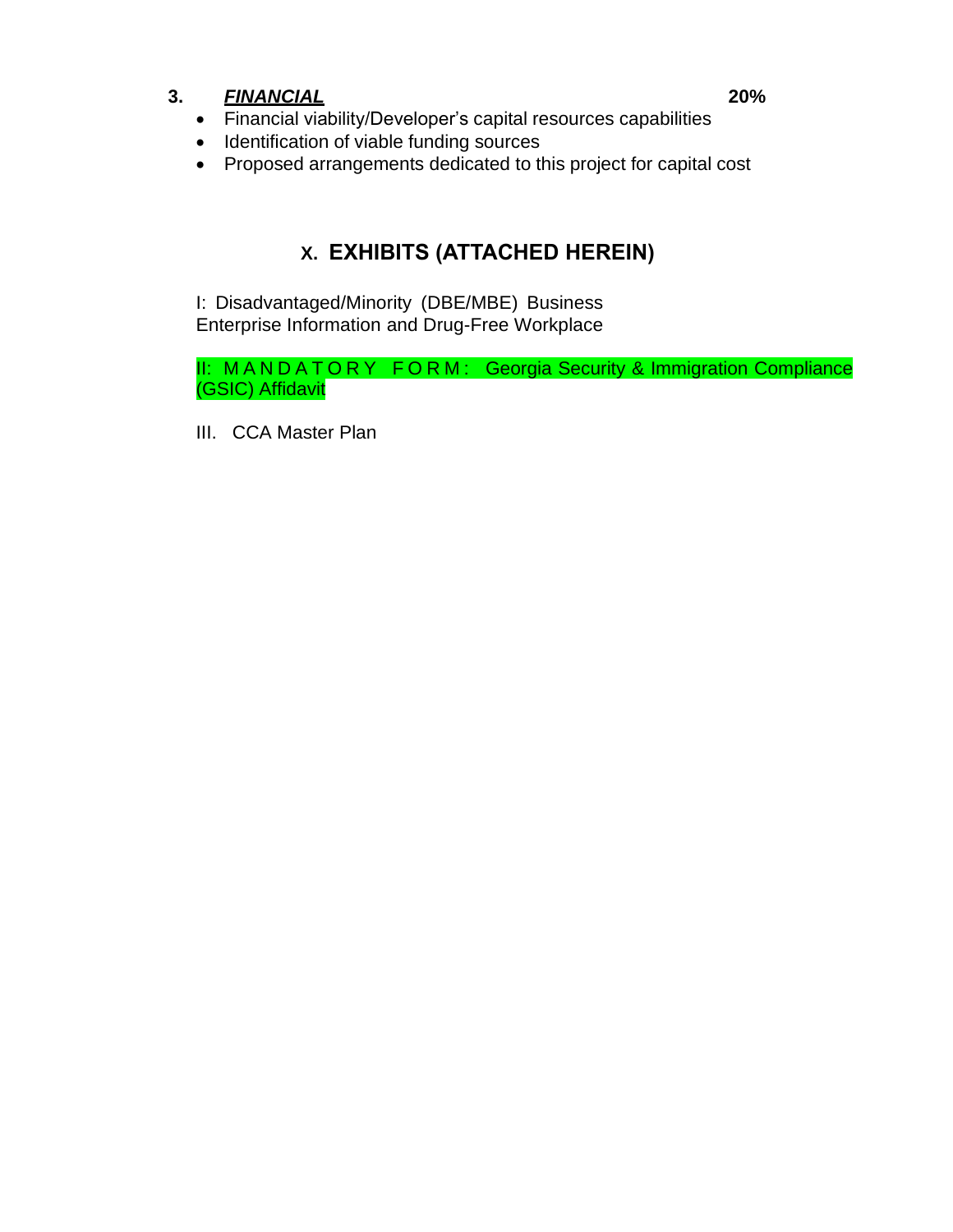**3. *FINANCIAL*** **20%**

- Financial viability/Developer's capital resources capabilities
- Identification of viable funding sources
- Proposed arrangements dedicated to this project for capital cost

## X. EXHIBITS (ATTACHED HEREIN)

I: Disadvantaged/Minority (DBE/MBE) Business Enterprise Information and Drug-Free Workplace

II: MANDATORY FORM: Georgia Security & Immigration Compliance (GSIC) Affidavit

III. CCA Master Plan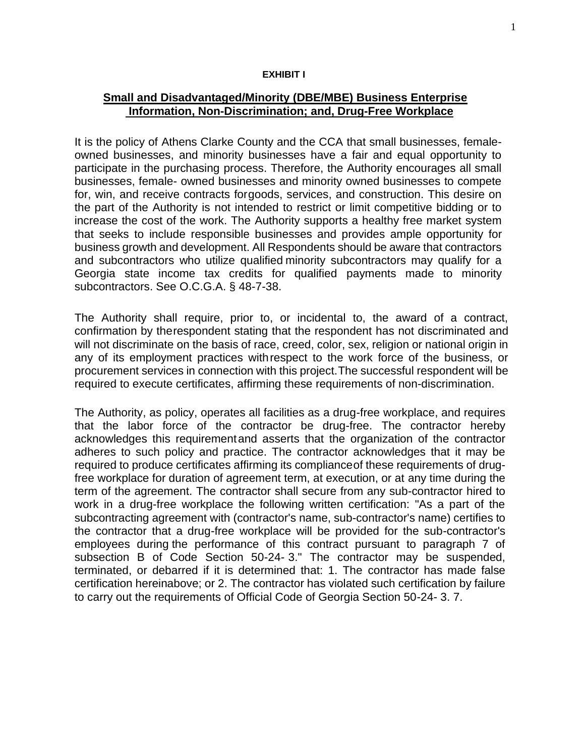**EXHIBIT I**

## Small and Disadvantaged/Minority (DBE/MBE) Business Enterprise Information, Non-Discrimination; and, Drug-Free Workplace

It is the policy of Athens Clarke County and the CCA that small businesses, female-owned businesses, and minority businesses have a fair and equal opportunity to participate in the purchasing process. Therefore, the Authority encourages all small businesses, female- owned businesses and minority owned businesses to compete for, win, and receive contracts forgoods, services, and construction. This desire on the part of the Authority is not intended to restrict or limit competitive bidding or to increase the cost of the work. The Authority supports a healthy free market system that seeks to include responsible businesses and provides ample opportunity for business growth and development. All Respondents should be aware that contractors and subcontractors who utilize qualified minority subcontractors may qualify for a Georgia state income tax credits for qualified payments made to minority subcontractors. See O.C.G.A. § 48-7-38.

The Authority shall require, prior to, or incidental to, the award of a contract, confirmation by therespondent stating that the respondent has not discriminated and will not discriminate on the basis of race, creed, color, sex, religion or national origin in any of its employment practices withrespect to the work force of the business, or procurement services in connection with this project.The successful respondent will be required to execute certificates, affirming these requirements of non-discrimination.

The Authority, as policy, operates all facilities as a drug-free workplace, and requires that the labor force of the contractor be drug-free. The contractor hereby acknowledges this requirementand asserts that the organization of the contractor adheres to such policy and practice. The contractor acknowledges that it may be required to produce certificates affirming its complianceof these requirements of drug-free workplace for duration of agreement term, at execution, or at any time during the term of the agreement. The contractor shall secure from any sub-contractor hired to work in a drug-free workplace the following written certification: "As a part of the subcontracting agreement with (contractor's name, sub-contractor's name) certifies to the contractor that a drug-free workplace will be provided for the sub-contractor's employees during the performance of this contract pursuant to paragraph 7 of subsection B of Code Section 50-24- 3." The contractor may be suspended, terminated, or debarred if it is determined that: 1. The contractor has made false certification hereinabove; or 2. The contractor has violated such certification by failure to carry out the requirements of Official Code of Georgia Section 50-24- 3. 7.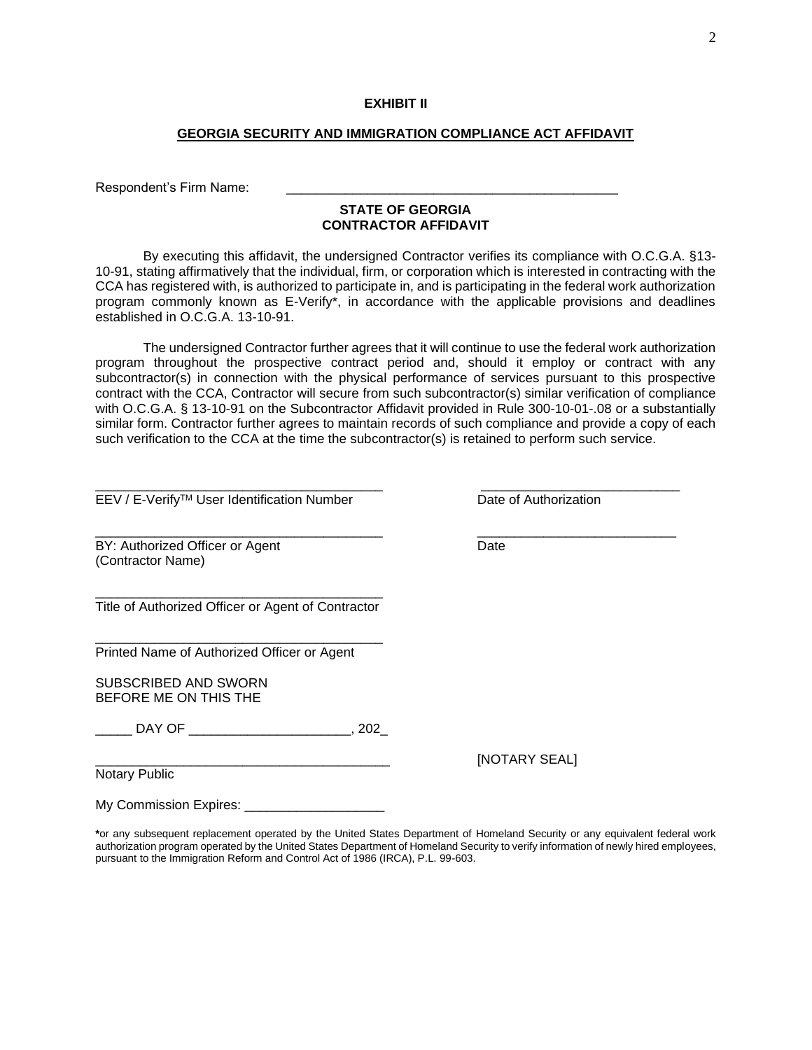**EXHIBIT II**

**GEORGIA SECURITY AND IMMIGRATION COMPLIANCE ACT AFFIDAVIT**

Respondent's Firm Name: _____________________________________________

**STATE OF GEORGIA**
**CONTRACTOR AFFIDAVIT**

By executing this affidavit, the undersigned Contractor verifies its compliance with O.C.G.A. §13-10-91, stating affirmatively that the individual, firm, or corporation which is interested in contracting with the CCA has registered with, is authorized to participate in, and is participating in the federal work authorization program commonly known as E-Verify*, in accordance with the applicable provisions and deadlines established in O.C.G.A. 13-10-91.

The undersigned Contractor further agrees that it will continue to use the federal work authorization program throughout the prospective contract period and, should it employ or contract with any subcontractor(s) in connection with the physical performance of services pursuant to this prospective contract with the CCA, Contractor will secure from such subcontractor(s) similar verification of compliance with O.C.G.A. § 13-10-91 on the Subcontractor Affidavit provided in Rule 300-10-01-.08 or a substantially similar form. Contractor further agrees to maintain records of such compliance and provide a copy of each such verification to the CCA at the time the subcontractor(s) is retained to perform such service.

_______________________________________ &nbsp;&nbsp;&nbsp;&nbsp; ___________________________
EEV / E-Verify™ User Identification Number &nbsp;&nbsp;&nbsp;&nbsp; Date of Authorization

_______________________________________ &nbsp;&nbsp;&nbsp;&nbsp; ___________________________
BY: Authorized Officer or Agent &nbsp;&nbsp;&nbsp;&nbsp; Date
(Contractor Name)

_______________________________________
Title of Authorized Officer or Agent of Contractor

_______________________________________
Printed Name of Authorized Officer or Agent

SUBSCRIBED AND SWORN
BEFORE ME ON THIS THE

_____ DAY OF _____________________, 202_

________________________________________ &nbsp;&nbsp;&nbsp;&nbsp; [NOTARY SEAL]
Notary Public

My Commission Expires: __________________

*or any subsequent replacement operated by the United States Department of Homeland Security or any equivalent federal work authorization program operated by the United States Department of Homeland Security to verify information of newly hired employees, pursuant to the Immigration Reform and Control Act of 1986 (IRCA), P.L. 99-603.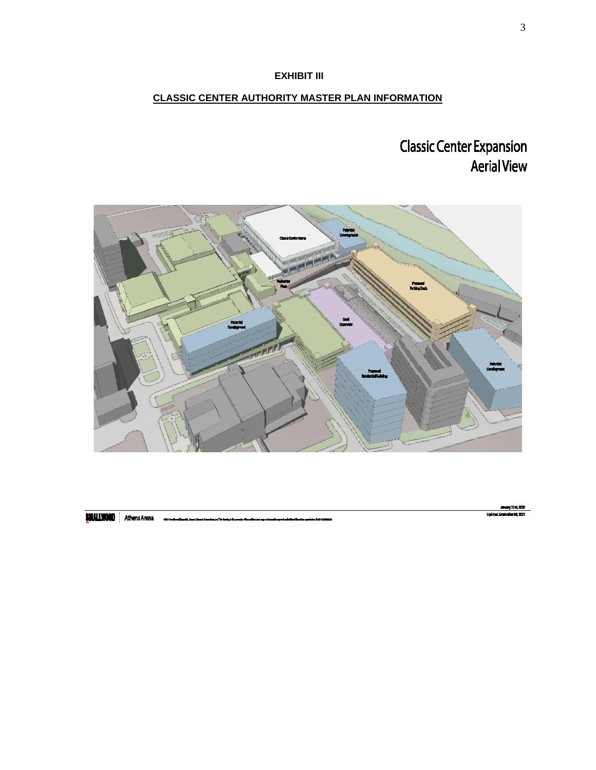**EXHIBIT III**

**CLASSIC CENTER AUTHORITY MASTER PLAN INFORMATION**

Classic Center Expansion
Aerial View

Classic Center Arena
Potential Development
Pedestrian Plaza
Proposed Parking Deck
Potential Development
Deck Expansion
Proposed Residential Building
Potential Development

SMALLWOOD | Athens Arena

January 31st, 2020
Updated September 08, 2021